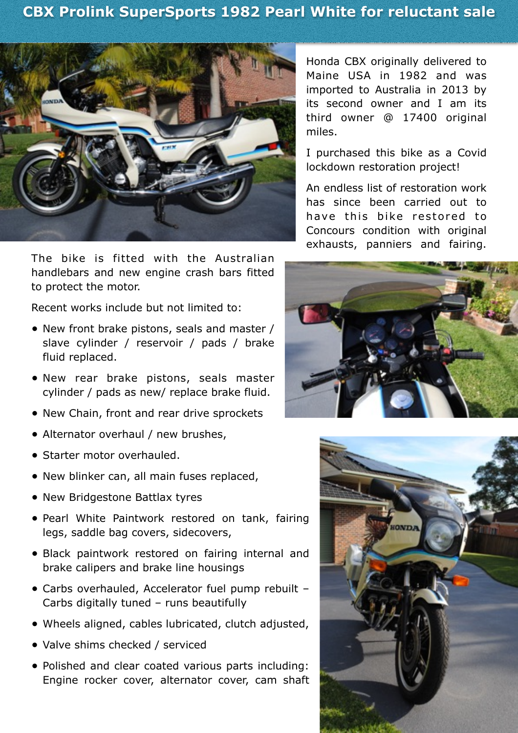# CBX Prolink SuperSports 1982 Pearl White for reluctant sale

Honda CBX originally delivered to Maine USA in 1982 and was imported to Australia in 2013 by its second owner and I am its third owner @ 17400 original miles.

I purchased this bike as a Covid lockdown restoration project!

An endless list of restoration work has since been carried out to have this bike restored to Concours condition with original exhausts, panniers and fairing.

The bike is fitted with the Australian handlebars and new engine crash bars fitted to protect the motor.

Recent works include but not limited to:

- New front brake pistons, seals and master / slave cylinder / reservoir / pads / brake fluid replaced.
- New rear brake pistons, seals master cylinder / pads as new/ replace brake fluid.
- New Chain, front and rear drive sprockets
- Alternator overhaul / new brushes,
- Starter motor overhauled.
- New blinker can, all main fuses replaced,
- New Bridgestone Battlax tyres
- Pearl White Paintwork restored on tank, fairing legs, saddle bag covers, sidecovers,
- Black paintwork restored on fairing internal and brake calipers and brake line housings
- Carbs overhauled, Accelerator fuel pump rebuilt – Carbs digitally tuned – runs beautifully
- Wheels aligned, cables lubricated, clutch adjusted,
- Valve shims checked / serviced
- Polished and clear coated various parts including: Engine rocker cover, alternator cover, cam shaft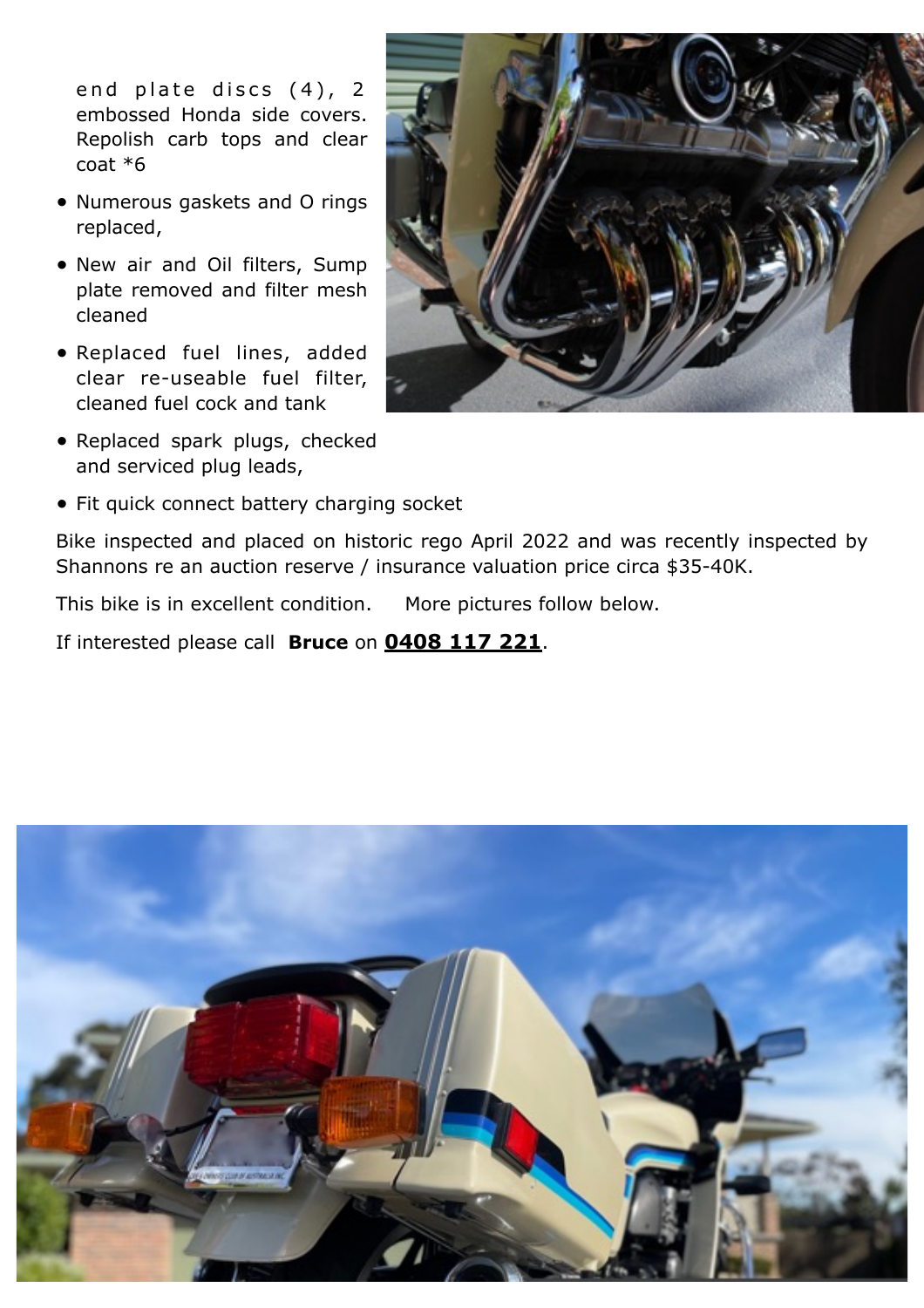end plate discs (4), 2 embossed Honda side covers. Repolish carb tops and clear coat *6

- Numerous gaskets and O rings replaced,
- New air and Oil filters, Sump plate removed and filter mesh cleaned
- Replaced fuel lines, added clear re-useable fuel filter, cleaned fuel cock and tank
- Replaced spark plugs, checked and serviced plug leads,
- Fit quick connect battery charging socket

Bike inspected and placed on historic rego April 2022 and was recently inspected by Shannons re an auction reserve / insurance valuation price circa $35-40K.

This bike is in excellent condition.     More pictures follow below.

If interested please call **Bruce** on **0408 117 221**.